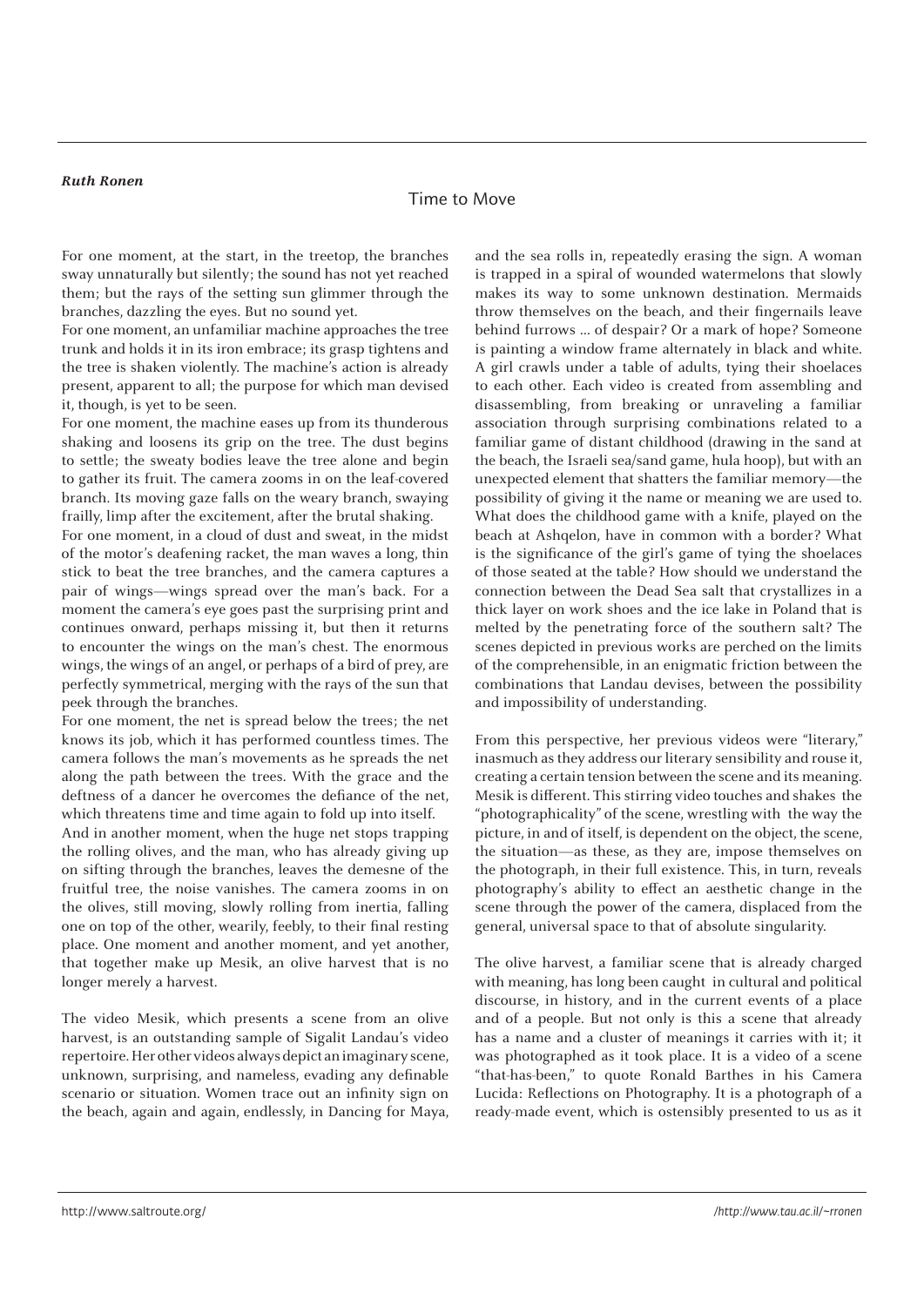***Ruth Ronen***

## Time to Move

For one moment, at the start, in the treetop, the branches sway unnaturally but silently; the sound has not yet reached them; but the rays of the setting sun glimmer through the branches, dazzling the eyes. But no sound yet.

For one moment, an unfamiliar machine approaches the tree trunk and holds it in its iron embrace; its grasp tightens and the tree is shaken violently. The machine's action is already present, apparent to all; the purpose for which man devised it, though, is yet to be seen.

For one moment, the machine eases up from its thunderous shaking and loosens its grip on the tree. The dust begins to settle; the sweaty bodies leave the tree alone and begin to gather its fruit. The camera zooms in on the leaf-covered branch. Its moving gaze falls on the weary branch, swaying frailly, limp after the excitement, after the brutal shaking.

For one moment, in a cloud of dust and sweat, in the midst of the motor's deafening racket, the man waves a long, thin stick to beat the tree branches, and the camera captures a pair of wings—wings spread over the man's back. For a moment the camera's eye goes past the surprising print and continues onward, perhaps missing it, but then it returns to encounter the wings on the man's chest. The enormous wings, the wings of an angel, or perhaps of a bird of prey, are perfectly symmetrical, merging with the rays of the sun that peek through the branches.

For one moment, the net is spread below the trees; the net knows its job, which it has performed countless times. The camera follows the man's movements as he spreads the net along the path between the trees. With the grace and the deftness of a dancer he overcomes the defiance of the net, which threatens time and time again to fold up into itself.

And in another moment, when the huge net stops trapping the rolling olives, and the man, who has already giving up on sifting through the branches, leaves the demesne of the fruitful tree, the noise vanishes. The camera zooms in on the olives, still moving, slowly rolling from inertia, falling one on top of the other, wearily, feebly, to their final resting place. One moment and another moment, and yet another, that together make up Mesik, an olive harvest that is no longer merely a harvest.

The video Mesik, which presents a scene from an olive harvest, is an outstanding sample of Sigalit Landau's video repertoire. Her other videos always depict an imaginary scene, unknown, surprising, and nameless, evading any definable scenario or situation. Women trace out an infinity sign on the beach, again and again, endlessly, in Dancing for Maya, and the sea rolls in, repeatedly erasing the sign. A woman is trapped in a spiral of wounded watermelons that slowly makes its way to some unknown destination. Mermaids throw themselves on the beach, and their fingernails leave behind furrows ... of despair? Or a mark of hope? Someone is painting a window frame alternately in black and white. A girl crawls under a table of adults, tying their shoelaces to each other. Each video is created from assembling and disassembling, from breaking or unraveling a familiar association through surprising combinations related to a familiar game of distant childhood (drawing in the sand at the beach, the Israeli sea/sand game, hula hoop), but with an unexpected element that shatters the familiar memory—the possibility of giving it the name or meaning we are used to. What does the childhood game with a knife, played on the beach at Ashqelon, have in common with a border? What is the significance of the girl's game of tying the shoelaces of those seated at the table? How should we understand the connection between the Dead Sea salt that crystallizes in a thick layer on work shoes and the ice lake in Poland that is melted by the penetrating force of the southern salt? The scenes depicted in previous works are perched on the limits of the comprehensible, in an enigmatic friction between the combinations that Landau devises, between the possibility and impossibility of understanding.

From this perspective, her previous videos were "literary," inasmuch as they address our literary sensibility and rouse it, creating a certain tension between the scene and its meaning. Mesik is different. This stirring video touches and shakes the "photographicality" of the scene, wrestling with the way the picture, in and of itself, is dependent on the object, the scene, the situation—as these, as they are, impose themselves on the photograph, in their full existence. This, in turn, reveals photography's ability to effect an aesthetic change in the scene through the power of the camera, displaced from the general, universal space to that of absolute singularity.

The olive harvest, a familiar scene that is already charged with meaning, has long been caught in cultural and political discourse, in history, and in the current events of a place and of a people. But not only is this a scene that already has a name and a cluster of meanings it carries with it; it was photographed as it took place. It is a video of a scene "that-has-been," to quote Ronald Barthes in his Camera Lucida: Reflections on Photography. It is a photograph of a ready-made event, which is ostensibly presented to us as it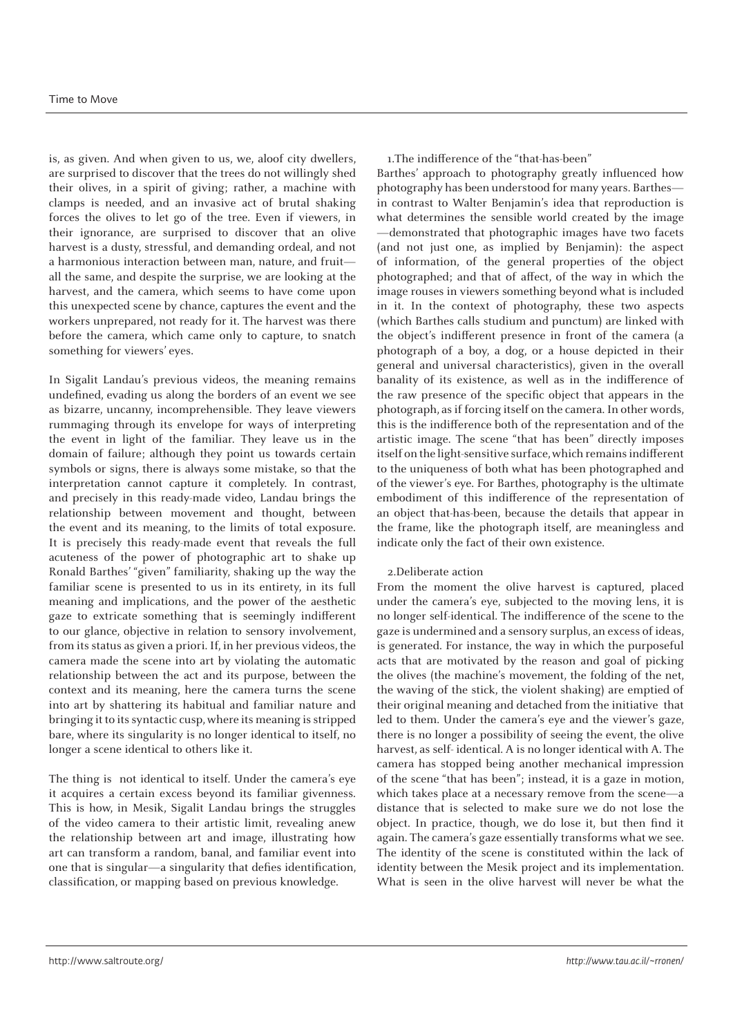is, as given. And when given to us, we, aloof city dwellers, are surprised to discover that the trees do not willingly shed their olives, in a spirit of giving; rather, a machine with clamps is needed, and an invasive act of brutal shaking forces the olives to let go of the tree. Even if viewers, in their ignorance, are surprised to discover that an olive harvest is a dusty, stressful, and demanding ordeal, and not a harmonious interaction between man, nature, and fruit—all the same, and despite the surprise, we are looking at the harvest, and the camera, which seems to have come upon this unexpected scene by chance, captures the event and the workers unprepared, not ready for it. The harvest was there before the camera, which came only to capture, to snatch something for viewers' eyes.

In Sigalit Landau's previous videos, the meaning remains undefined, evading us along the borders of an event we see as bizarre, uncanny, incomprehensible. They leave viewers rummaging through its envelope for ways of interpreting the event in light of the familiar. They leave us in the domain of failure; although they point us towards certain symbols or signs, there is always some mistake, so that the interpretation cannot capture it completely. In contrast, and precisely in this ready-made video, Landau brings the relationship between movement and thought, between the event and its meaning, to the limits of total exposure. It is precisely this ready-made event that reveals the full acuteness of the power of photographic art to shake up Ronald Barthes' "given" familiarity, shaking up the way the familiar scene is presented to us in its entirety, in its full meaning and implications, and the power of the aesthetic gaze to extricate something that is seemingly indifferent to our glance, objective in relation to sensory involvement, from its status as given a priori. If, in her previous videos, the camera made the scene into art by violating the automatic relationship between the act and its purpose, between the context and its meaning, here the camera turns the scene into art by shattering its habitual and familiar nature and bringing it to its syntactic cusp, where its meaning is stripped bare, where its singularity is no longer identical to itself, no longer a scene identical to others like it.

The thing is not identical to itself. Under the camera's eye it acquires a certain excess beyond its familiar givenness. This is how, in Mesik, Sigalit Landau brings the struggles of the video camera to their artistic limit, revealing anew the relationship between art and image, illustrating how art can transform a random, banal, and familiar event into one that is singular—a singularity that defies identification, classification, or mapping based on previous knowledge.

1. The indifference of the "that-has-been"

Barthes' approach to photography greatly influenced how photography has been understood for many years. Barthes—in contrast to Walter Benjamin's idea that reproduction is what determines the sensible world created by the image—demonstrated that photographic images have two facets (and not just one, as implied by Benjamin): the aspect of information, of the general properties of the object photographed; and that of affect, of the way in which the image rouses in viewers something beyond what is included in it. In the context of photography, these two aspects (which Barthes calls studium and punctum) are linked with the object's indifferent presence in front of the camera (a photograph of a boy, a dog, or a house depicted in their general and universal characteristics), given in the overall banality of its existence, as well as in the indifference of the raw presence of the specific object that appears in the photograph, as if forcing itself on the camera. In other words, this is the indifference both of the representation and of the artistic image. The scene "that has been" directly imposes itself on the light-sensitive surface, which remains indifferent to the uniqueness of both what has been photographed and of the viewer's eye. For Barthes, photography is the ultimate embodiment of this indifference of the representation of an object that-has-been, because the details that appear in the frame, like the photograph itself, are meaningless and indicate only the fact of their own existence.

2. Deliberate action

From the moment the olive harvest is captured, placed under the camera's eye, subjected to the moving lens, it is no longer self-identical. The indifference of the scene to the gaze is undermined and a sensory surplus, an excess of ideas, is generated. For instance, the way in which the purposeful acts that are motivated by the reason and goal of picking the olives (the machine's movement, the folding of the net, the waving of the stick, the violent shaking) are emptied of their original meaning and detached from the initiative that led to them. Under the camera's eye and the viewer's gaze, there is no longer a possibility of seeing the event, the olive harvest, as self- identical. A is no longer identical with A. The camera has stopped being another mechanical impression of the scene "that has been"; instead, it is a gaze in motion, which takes place at a necessary remove from the scene—a distance that is selected to make sure we do not lose the object. In practice, though, we do lose it, but then find it again. The camera's gaze essentially transforms what we see. The identity of the scene is constituted within the lack of identity between the Mesik project and its implementation. What is seen in the olive harvest will never be what the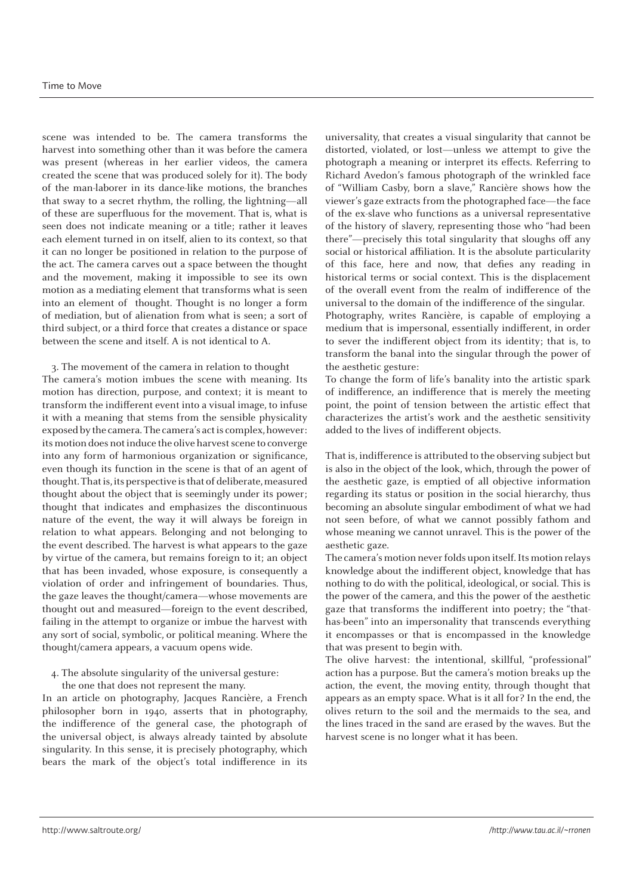scene was intended to be. The camera transforms the harvest into something other than it was before the camera was present (whereas in her earlier videos, the camera created the scene that was produced solely for it). The body of the man-laborer in its dance-like motions, the branches that sway to a secret rhythm, the rolling, the lightning—all of these are superfluous for the movement. That is, what is seen does not indicate meaning or a title; rather it leaves each element turned in on itself, alien to its context, so that it can no longer be positioned in relation to the purpose of the act. The camera carves out a space between the thought and the movement, making it impossible to see its own motion as a mediating element that transforms what is seen into an element of thought. Thought is no longer a form of mediation, but of alienation from what is seen; a sort of third subject, or a third force that creates a distance or space between the scene and itself. A is not identical to A.

3. The movement of the camera in relation to thought

The camera's motion imbues the scene with meaning. Its motion has direction, purpose, and context; it is meant to transform the indifferent event into a visual image, to infuse it with a meaning that stems from the sensible physicality exposed by the camera. The camera's act is complex, however: its motion does not induce the olive harvest scene to converge into any form of harmonious organization or significance, even though its function in the scene is that of an agent of thought. That is, its perspective is that of deliberate, measured thought about the object that is seemingly under its power; thought that indicates and emphasizes the discontinuous nature of the event, the way it will always be foreign in relation to what appears. Belonging and not belonging to the event described. The harvest is what appears to the gaze by virtue of the camera, but remains foreign to it; an object that has been invaded, whose exposure, is consequently a violation of order and infringement of boundaries. Thus, the gaze leaves the thought/camera—whose movements are thought out and measured—foreign to the event described, failing in the attempt to organize or imbue the harvest with any sort of social, symbolic, or political meaning. Where the thought/camera appears, a vacuum opens wide.

4. The absolute singularity of the universal gesture: the one that does not represent the many.

In an article on photography, Jacques Rancière, a French philosopher born in 1940, asserts that in photography, the indifference of the general case, the photograph of the universal object, is always already tainted by absolute singularity. In this sense, it is precisely photography, which bears the mark of the object's total indifference in its universality, that creates a visual singularity that cannot be distorted, violated, or lost—unless we attempt to give the photograph a meaning or interpret its effects. Referring to Richard Avedon's famous photograph of the wrinkled face of "William Casby, born a slave," Rancière shows how the viewer's gaze extracts from the photographed face—the face of the ex-slave who functions as a universal representative of the history of slavery, representing those who "had been there"—precisely this total singularity that sloughs off any social or historical affiliation. It is the absolute particularity of this face, here and now, that defies any reading in historical terms or social context. This is the displacement of the overall event from the realm of indifference of the universal to the domain of the indifference of the singular.

Photography, writes Rancière, is capable of employing a medium that is impersonal, essentially indifferent, in order to sever the indifferent object from its identity; that is, to transform the banal into the singular through the power of the aesthetic gesture:

To change the form of life's banality into the artistic spark of indifference, an indifference that is merely the meeting point, the point of tension between the artistic effect that characterizes the artist's work and the aesthetic sensitivity added to the lives of indifferent objects.

That is, indifference is attributed to the observing subject but is also in the object of the look, which, through the power of the aesthetic gaze, is emptied of all objective information regarding its status or position in the social hierarchy, thus becoming an absolute singular embodiment of what we had not seen before, of what we cannot possibly fathom and whose meaning we cannot unravel. This is the power of the aesthetic gaze.

The camera's motion never folds upon itself. Its motion relays knowledge about the indifferent object, knowledge that has nothing to do with the political, ideological, or social. This is the power of the camera, and this the power of the aesthetic gaze that transforms the indifferent into poetry; the "that-has-been" into an impersonality that transcends everything it encompasses or that is encompassed in the knowledge that was present to begin with.

The olive harvest: the intentional, skillful, "professional" action has a purpose. But the camera's motion breaks up the action, the event, the moving entity, through thought that appears as an empty space. What is it all for? In the end, the olives return to the soil and the mermaids to the sea, and the lines traced in the sand are erased by the waves. But the harvest scene is no longer what it has been.